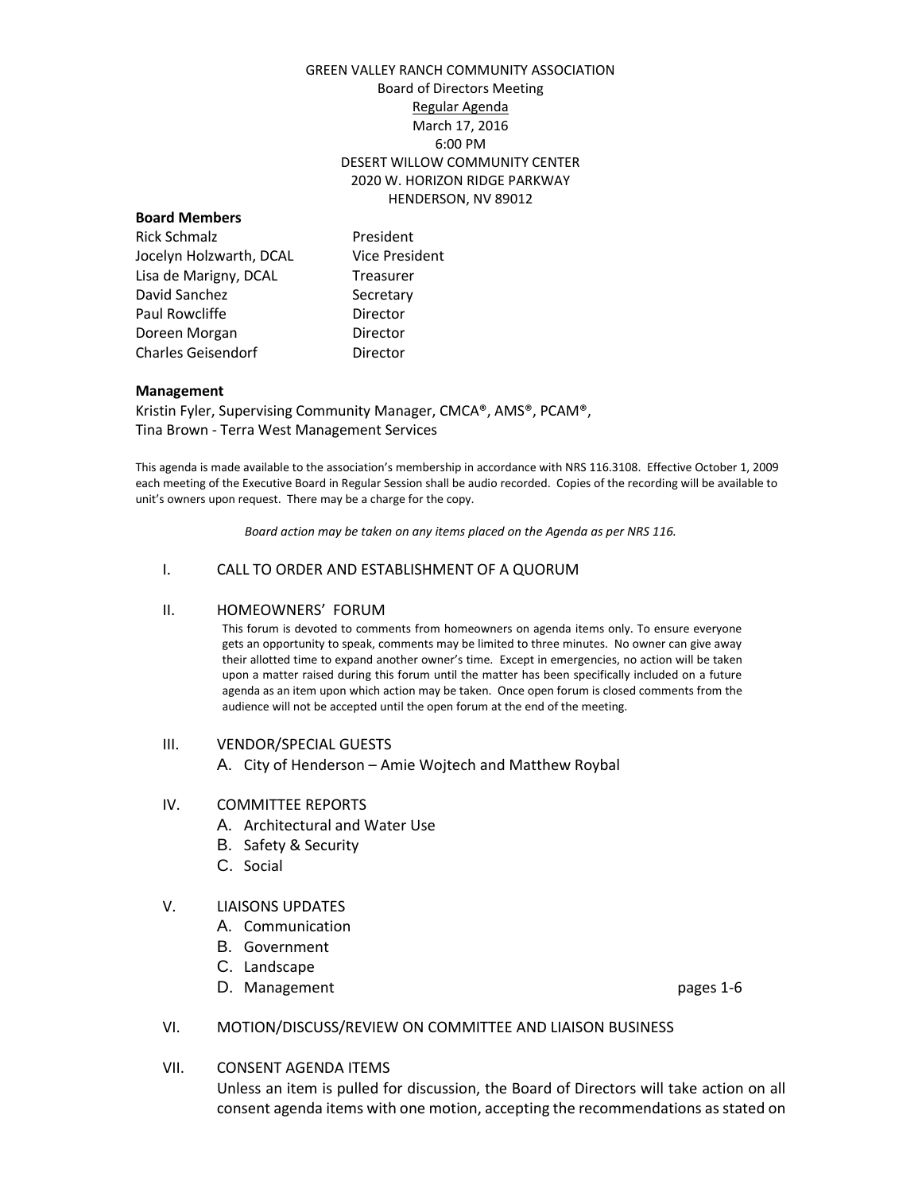GREEN VALLEY RANCH COMMUNITY ASSOCIATION
Board of Directors Meeting
Regular Agenda
March 17, 2016
6:00 PM
DESERT WILLOW COMMUNITY CENTER
2020 W. HORIZON RIDGE PARKWAY
HENDERSON, NV 89012

**Board Members**

| | |
|---|---|
| Rick Schmalz | President |
| Jocelyn Holzwarth, DCAL | Vice President |
| Lisa de Marigny, DCAL | Treasurer |
| David Sanchez | Secretary |
| Paul Rowcliffe | Director |
| Doreen Morgan | Director |
| Charles Geisendorf | Director |

**Management**

Kristin Fyler, Supervising Community Manager, CMCA®, AMS®, PCAM®,
Tina Brown - Terra West Management Services

This agenda is made available to the association's membership in accordance with NRS 116.3108. Effective October 1, 2009 each meeting of the Executive Board in Regular Session shall be audio recorded. Copies of the recording will be available to unit's owners upon request. There may be a charge for the copy.

*Board action may be taken on any items placed on the Agenda as per NRS 116.*

I. CALL TO ORDER AND ESTABLISHMENT OF A QUORUM

II. HOMEOWNERS' FORUM

This forum is devoted to comments from homeowners on agenda items only. To ensure everyone gets an opportunity to speak, comments may be limited to three minutes. No owner can give away their allotted time to expand another owner's time. Except in emergencies, no action will be taken upon a matter raised during this forum until the matter has been specifically included on a future agenda as an item upon which action may be taken. Once open forum is closed comments from the audience will not be accepted until the open forum at the end of the meeting.

III. VENDOR/SPECIAL GUESTS
   A. City of Henderson – Amie Wojtech and Matthew Roybal

IV. COMMITTEE REPORTS
   A. Architectural and Water Use
   B. Safety & Security
   C. Social

V. LIAISONS UPDATES
   A. Communication
   B. Government
   C. Landscape
   D. Management pages 1-6

VI. MOTION/DISCUSS/REVIEW ON COMMITTEE AND LIAISON BUSINESS

VII. CONSENT AGENDA ITEMS

Unless an item is pulled for discussion, the Board of Directors will take action on all consent agenda items with one motion, accepting the recommendations as stated on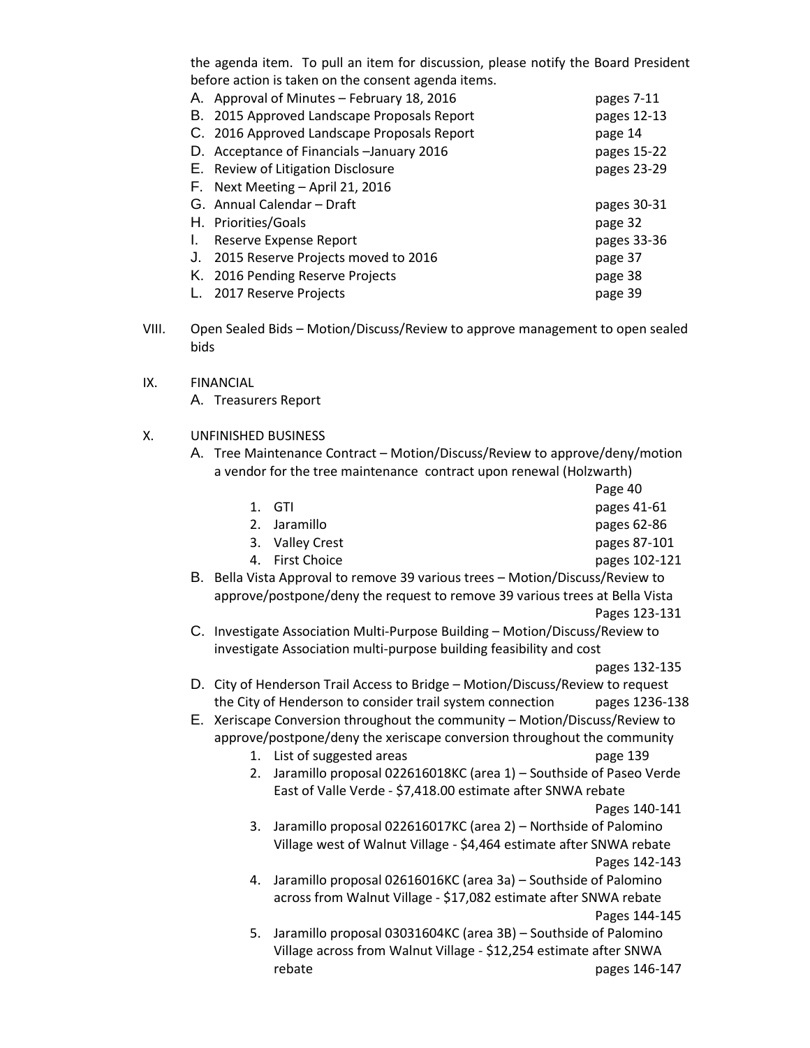the agenda item. To pull an item for discussion, please notify the Board President before action is taken on the consent agenda items.

A. Approval of Minutes – February 18, 2016 pages 7-11
B. 2015 Approved Landscape Proposals Report pages 12-13
C. 2016 Approved Landscape Proposals Report page 14
D. Acceptance of Financials –January 2016 pages 15-22
E. Review of Litigation Disclosure pages 23-29
F. Next Meeting – April 21, 2016
G. Annual Calendar – Draft pages 30-31
H. Priorities/Goals page 32
I. Reserve Expense Report pages 33-36
J. 2015 Reserve Projects moved to 2016 page 37
K. 2016 Pending Reserve Projects page 38
L. 2017 Reserve Projects page 39

VIII. Open Sealed Bids – Motion/Discuss/Review to approve management to open sealed bids

IX. FINANCIAL

A. Treasurers Report

X. UNFINISHED BUSINESS

A. Tree Maintenance Contract – Motion/Discuss/Review to approve/deny/motion a vendor for the tree maintenance contract upon renewal (Holzwarth) Page 40
   1. GTI pages 41-61
   2. Jaramillo pages 62-86
   3. Valley Crest pages 87-101
   4. First Choice pages 102-121

B. Bella Vista Approval to remove 39 various trees – Motion/Discuss/Review to approve/postpone/deny the request to remove 39 various trees at Bella Vista Pages 123-131

C. Investigate Association Multi-Purpose Building – Motion/Discuss/Review to investigate Association multi-purpose building feasibility and cost pages 132-135

D. City of Henderson Trail Access to Bridge – Motion/Discuss/Review to request the City of Henderson to consider trail system connection pages 1236-138

E. Xeriscape Conversion throughout the community – Motion/Discuss/Review to approve/postpone/deny the xeriscape conversion throughout the community
   1. List of suggested areas page 139
   2. Jaramillo proposal 022616018KC (area 1) – Southside of Paseo Verde East of Valle Verde - $7,418.00 estimate after SNWA rebate Pages 140-141
   3. Jaramillo proposal 022616017KC (area 2) – Northside of Palomino Village west of Walnut Village - $4,464 estimate after SNWA rebate Pages 142-143
   4. Jaramillo proposal 02616016KC (area 3a) – Southside of Palomino across from Walnut Village - $17,082 estimate after SNWA rebate Pages 144-145
   5. Jaramillo proposal 03031604KC (area 3B) – Southside of Palomino Village across from Walnut Village - $12,254 estimate after SNWA rebate pages 146-147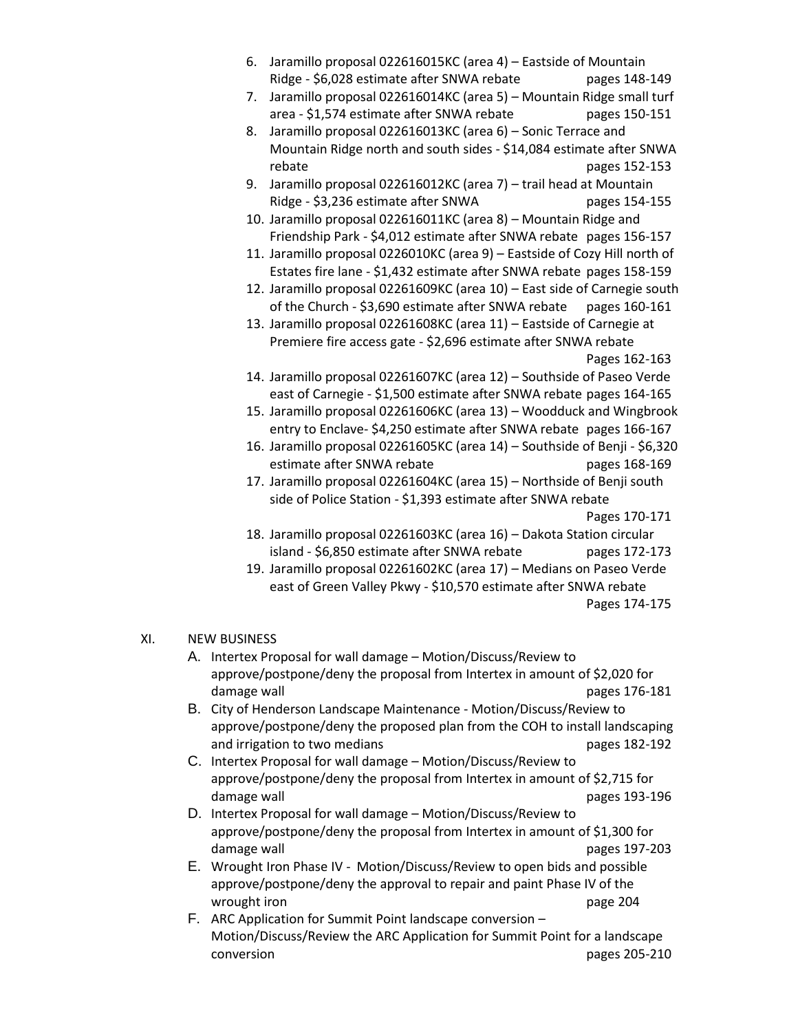6. Jaramillo proposal 022616015KC (area 4) – Eastside of Mountain Ridge - $6,028 estimate after SNWA rebate pages 148-149
7. Jaramillo proposal 022616014KC (area 5) – Mountain Ridge small turf area - $1,574 estimate after SNWA rebate pages 150-151
8. Jaramillo proposal 022616013KC (area 6) – Sonic Terrace and Mountain Ridge north and south sides - $14,084 estimate after SNWA rebate pages 152-153
9. Jaramillo proposal 022616012KC (area 7) – trail head at Mountain Ridge - $3,236 estimate after SNWA pages 154-155
10. Jaramillo proposal 022616011KC (area 8) – Mountain Ridge and Friendship Park - $4,012 estimate after SNWA rebate pages 156-157
11. Jaramillo proposal 0226010KC (area 9) – Eastside of Cozy Hill north of Estates fire lane - $1,432 estimate after SNWA rebate pages 158-159
12. Jaramillo proposal 02261609KC (area 10) – East side of Carnegie south of the Church - $3,690 estimate after SNWA rebate pages 160-161
13. Jaramillo proposal 02261608KC (area 11) – Eastside of Carnegie at Premiere fire access gate - $2,696 estimate after SNWA rebate Pages 162-163
14. Jaramillo proposal 02261607KC (area 12) – Southside of Paseo Verde east of Carnegie - $1,500 estimate after SNWA rebate pages 164-165
15. Jaramillo proposal 02261606KC (area 13) – Woodduck and Wingbrook entry to Enclave- $4,250 estimate after SNWA rebate pages 166-167
16. Jaramillo proposal 02261605KC (area 14) – Southside of Benji - $6,320 estimate after SNWA rebate pages 168-169
17. Jaramillo proposal 02261604KC (area 15) – Northside of Benji south side of Police Station - $1,393 estimate after SNWA rebate Pages 170-171
18. Jaramillo proposal 02261603KC (area 16) – Dakota Station circular island - $6,850 estimate after SNWA rebate pages 172-173
19. Jaramillo proposal 02261602KC (area 17) – Medians on Paseo Verde east of Green Valley Pkwy - $10,570 estimate after SNWA rebate Pages 174-175

XI. NEW BUSINESS

A. Intertex Proposal for wall damage – Motion/Discuss/Review to approve/postpone/deny the proposal from Intertex in amount of $2,020 for damage wall pages 176-181

B. City of Henderson Landscape Maintenance - Motion/Discuss/Review to approve/postpone/deny the proposed plan from the COH to install landscaping and irrigation to two medians pages 182-192

C. Intertex Proposal for wall damage – Motion/Discuss/Review to approve/postpone/deny the proposal from Intertex in amount of $2,715 for damage wall pages 193-196

D. Intertex Proposal for wall damage – Motion/Discuss/Review to approve/postpone/deny the proposal from Intertex in amount of $1,300 for damage wall pages 197-203

E. Wrought Iron Phase IV - Motion/Discuss/Review to open bids and possible approve/postpone/deny the approval to repair and paint Phase IV of the wrought iron page 204

F. ARC Application for Summit Point landscape conversion – Motion/Discuss/Review the ARC Application for Summit Point for a landscape conversion pages 205-210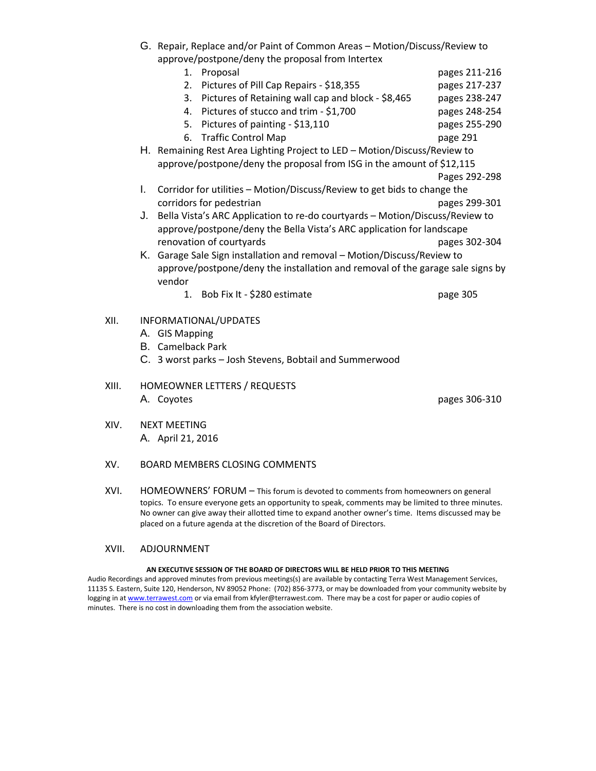G. Repair, Replace and/or Paint of Common Areas – Motion/Discuss/Review to approve/postpone/deny the proposal from Intertex
   1. Proposal pages 211-216
   2. Pictures of Pill Cap Repairs - $18,355 pages 217-237
   3. Pictures of Retaining wall cap and block - $8,465 pages 238-247
   4. Pictures of stucco and trim - $1,700 pages 248-254
   5. Pictures of painting - $13,110 pages 255-290
   6. Traffic Control Map page 291

H. Remaining Rest Area Lighting Project to LED – Motion/Discuss/Review to approve/postpone/deny the proposal from ISG in the amount of $12,115 Pages 292-298

I. Corridor for utilities – Motion/Discuss/Review to get bids to change the corridors for pedestrian pages 299-301

J. Bella Vista's ARC Application to re-do courtyards – Motion/Discuss/Review to approve/postpone/deny the Bella Vista's ARC application for landscape renovation of courtyards pages 302-304

K. Garage Sale Sign installation and removal – Motion/Discuss/Review to approve/postpone/deny the installation and removal of the garage sale signs by vendor
   1. Bob Fix It - $280 estimate page 305

## XII. INFORMATIONAL/UPDATES

A. GIS Mapping
B. Camelback Park
C. 3 worst parks – Josh Stevens, Bobtail and Summerwood

## XIII. HOMEOWNER LETTERS / REQUESTS

A. Coyotes pages 306-310

## XIV. NEXT MEETING

A. April 21, 2016

## XV. BOARD MEMBERS CLOSING COMMENTS

## XVI. HOMEOWNERS' FORUM

– This forum is devoted to comments from homeowners on general topics. To ensure everyone gets an opportunity to speak, comments may be limited to three minutes. No owner can give away their allotted time to expand another owner's time. Items discussed may be placed on a future agenda at the discretion of the Board of Directors.

## XVII. ADJOURNMENT

**AN EXECUTIVE SESSION OF THE BOARD OF DIRECTORS WILL BE HELD PRIOR TO THIS MEETING**

Audio Recordings and approved minutes from previous meetings(s) are available by contacting Terra West Management Services, 11135 S. Eastern, Suite 120, Henderson, NV 89052 Phone: (702) 856-3773, or may be downloaded from your community website by logging in at www.terrawest.com or via email from kfyler@terrawest.com. There may be a cost for paper or audio copies of minutes. There is no cost in downloading them from the association website.